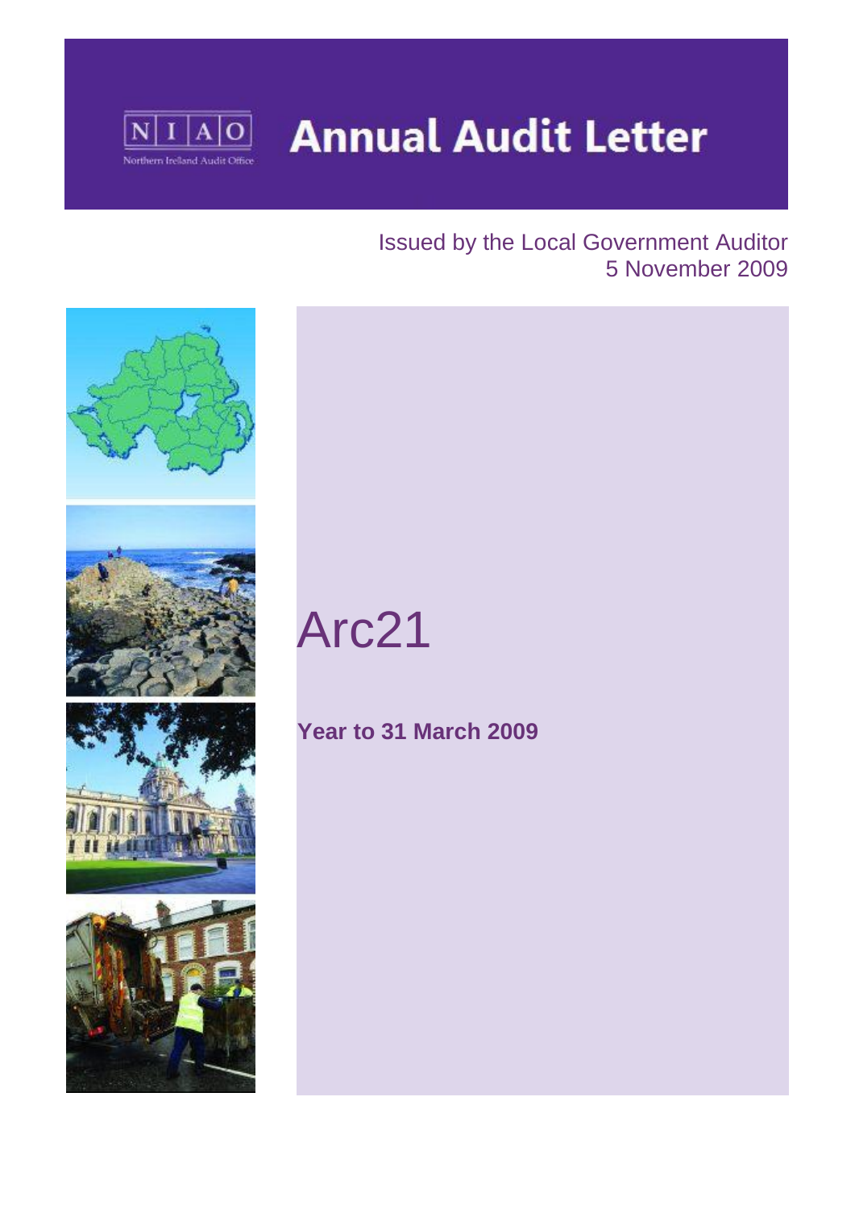NIAO

Northern Ireland Audit Office

# Annual Audit Letter

Issued by the Local Government Auditor
5 November 2009

# Arc21

**Year to 31 March 2009**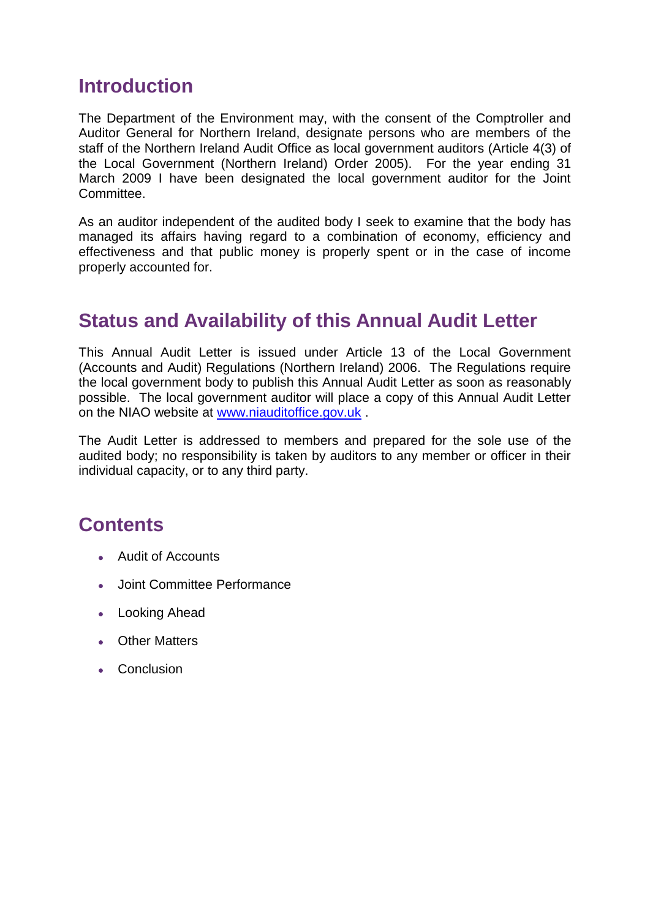## Introduction

The Department of the Environment may, with the consent of the Comptroller and Auditor General for Northern Ireland, designate persons who are members of the staff of the Northern Ireland Audit Office as local government auditors (Article 4(3) of the Local Government (Northern Ireland) Order 2005). For the year ending 31 March 2009 I have been designated the local government auditor for the Joint Committee.

As an auditor independent of the audited body I seek to examine that the body has managed its affairs having regard to a combination of economy, efficiency and effectiveness and that public money is properly spent or in the case of income properly accounted for.

## Status and Availability of this Annual Audit Letter

This Annual Audit Letter is issued under Article 13 of the Local Government (Accounts and Audit) Regulations (Northern Ireland) 2006. The Regulations require the local government body to publish this Annual Audit Letter as soon as reasonably possible. The local government auditor will place a copy of this Annual Audit Letter on the NIAO website at [www.niauditoffice.gov.uk](http://www.niauditoffice.gov.uk) .

The Audit Letter is addressed to members and prepared for the sole use of the audited body; no responsibility is taken by auditors to any member or officer in their individual capacity, or to any third party.

## Contents

- Audit of Accounts
- Joint Committee Performance
- Looking Ahead
- Other Matters
- Conclusion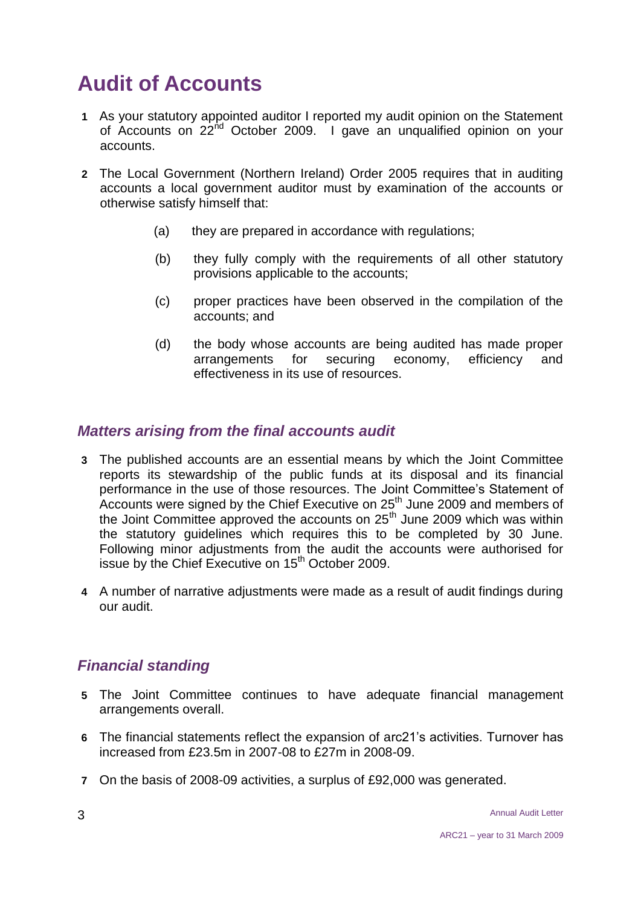# Audit of Accounts

1 As your statutory appointed auditor I reported my audit opinion on the Statement of Accounts on 22nd October 2009. I gave an unqualified opinion on your accounts.

2 The Local Government (Northern Ireland) Order 2005 requires that in auditing accounts a local government auditor must by examination of the accounts or otherwise satisfy himself that:

(a) they are prepared in accordance with regulations;

(b) they fully comply with the requirements of all other statutory provisions applicable to the accounts;

(c) proper practices have been observed in the compilation of the accounts; and

(d) the body whose accounts are being audited has made proper arrangements for securing economy, efficiency and effectiveness in its use of resources.

## *Matters arising from the final accounts audit*

3 The published accounts are an essential means by which the Joint Committee reports its stewardship of the public funds at its disposal and its financial performance in the use of those resources. The Joint Committee's Statement of Accounts were signed by the Chief Executive on 25th June 2009 and members of the Joint Committee approved the accounts on 25th June 2009 which was within the statutory guidelines which requires this to be completed by 30 June. Following minor adjustments from the audit the accounts were authorised for issue by the Chief Executive on 15th October 2009.

4 A number of narrative adjustments were made as a result of audit findings during our audit.

## *Financial standing*

5 The Joint Committee continues to have adequate financial management arrangements overall.

6 The financial statements reflect the expansion of arc21's activities. Turnover has increased from £23.5m in 2007-08 to £27m in 2008-09.

7 On the basis of 2008-09 activities, a surplus of £92,000 was generated.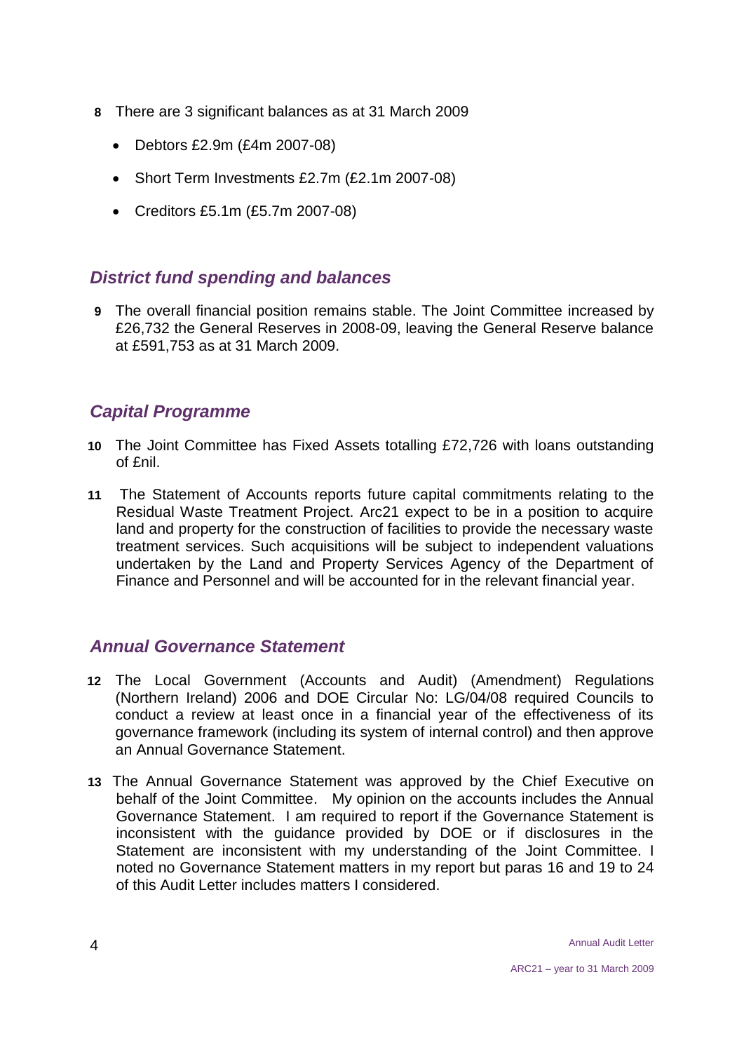**8** There are 3 significant balances as at 31 March 2009

- Debtors £2.9m (£4m 2007-08)
- Short Term Investments £2.7m (£2.1m 2007-08)
- Creditors £5.1m (£5.7m 2007-08)

## *District fund spending and balances*

**9** The overall financial position remains stable. The Joint Committee increased by £26,732 the General Reserves in 2008-09, leaving the General Reserve balance at £591,753 as at 31 March 2009.

## *Capital Programme*

**10** The Joint Committee has Fixed Assets totalling £72,726 with loans outstanding of £nil.

**11** The Statement of Accounts reports future capital commitments relating to the Residual Waste Treatment Project. Arc21 expect to be in a position to acquire land and property for the construction of facilities to provide the necessary waste treatment services. Such acquisitions will be subject to independent valuations undertaken by the Land and Property Services Agency of the Department of Finance and Personnel and will be accounted for in the relevant financial year.

## *Annual Governance Statement*

**12** The Local Government (Accounts and Audit) (Amendment) Regulations (Northern Ireland) 2006 and DOE Circular No: LG/04/08 required Councils to conduct a review at least once in a financial year of the effectiveness of its governance framework (including its system of internal control) and then approve an Annual Governance Statement.

**13** The Annual Governance Statement was approved by the Chief Executive on behalf of the Joint Committee. My opinion on the accounts includes the Annual Governance Statement. I am required to report if the Governance Statement is inconsistent with the guidance provided by DOE or if disclosures in the Statement are inconsistent with my understanding of the Joint Committee. I noted no Governance Statement matters in my report but paras 16 and 19 to 24 of this Audit Letter includes matters I considered.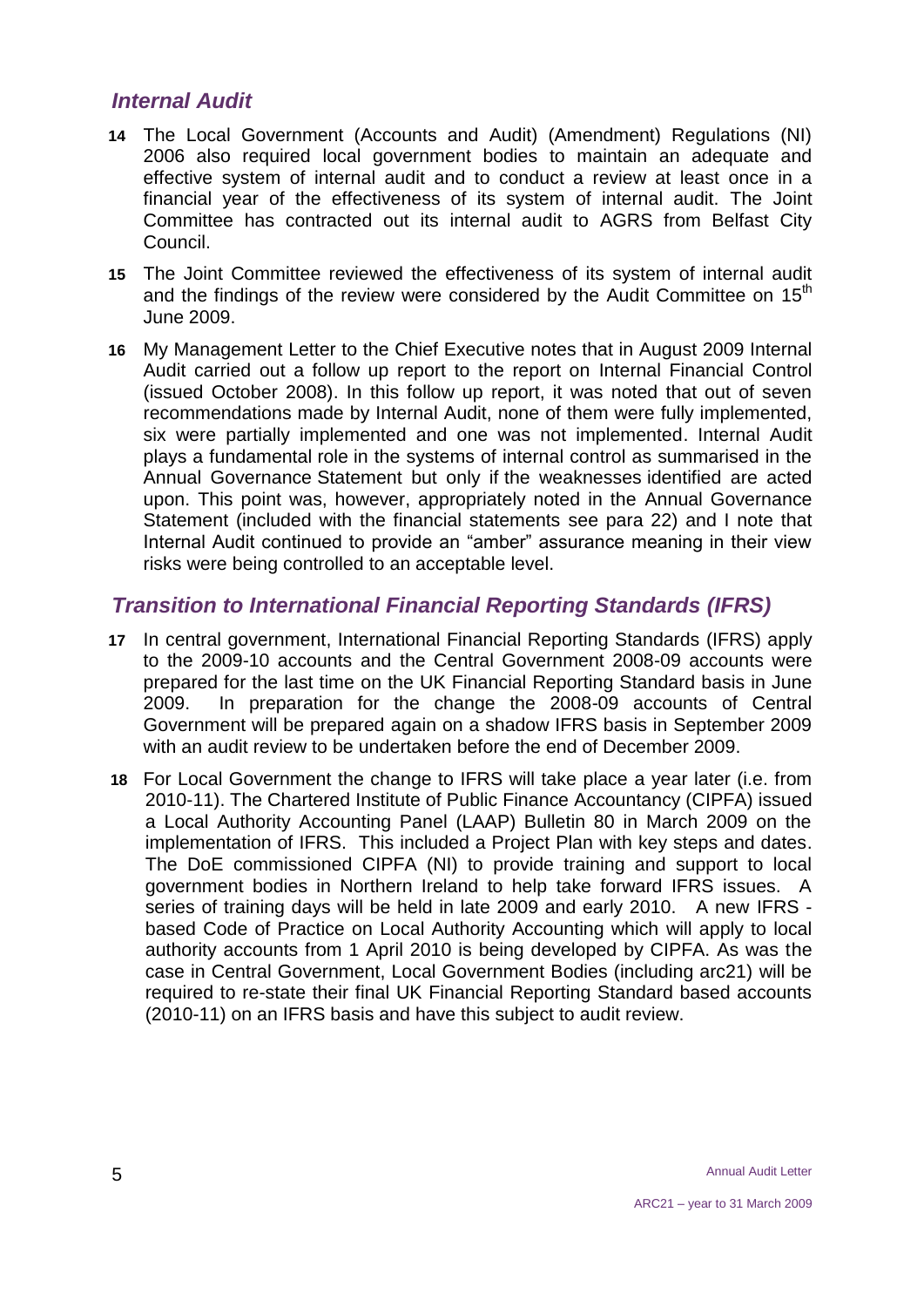## *Internal Audit*

**14** The Local Government (Accounts and Audit) (Amendment) Regulations (NI) 2006 also required local government bodies to maintain an adequate and effective system of internal audit and to conduct a review at least once in a financial year of the effectiveness of its system of internal audit. The Joint Committee has contracted out its internal audit to AGRS from Belfast City Council.

**15** The Joint Committee reviewed the effectiveness of its system of internal audit and the findings of the review were considered by the Audit Committee on 15th June 2009.

**16** My Management Letter to the Chief Executive notes that in August 2009 Internal Audit carried out a follow up report to the report on Internal Financial Control (issued October 2008). In this follow up report, it was noted that out of seven recommendations made by Internal Audit, none of them were fully implemented, six were partially implemented and one was not implemented. Internal Audit plays a fundamental role in the systems of internal control as summarised in the Annual Governance Statement but only if the weaknesses identified are acted upon. This point was, however, appropriately noted in the Annual Governance Statement (included with the financial statements see para 22) and I note that Internal Audit continued to provide an "amber" assurance meaning in their view risks were being controlled to an acceptable level.

## *Transition to International Financial Reporting Standards (IFRS)*

**17** In central government, International Financial Reporting Standards (IFRS) apply to the 2009-10 accounts and the Central Government 2008-09 accounts were prepared for the last time on the UK Financial Reporting Standard basis in June 2009. In preparation for the change the 2008-09 accounts of Central Government will be prepared again on a shadow IFRS basis in September 2009 with an audit review to be undertaken before the end of December 2009.

**18** For Local Government the change to IFRS will take place a year later (i.e. from 2010-11). The Chartered Institute of Public Finance Accountancy (CIPFA) issued a Local Authority Accounting Panel (LAAP) Bulletin 80 in March 2009 on the implementation of IFRS. This included a Project Plan with key steps and dates. The DoE commissioned CIPFA (NI) to provide training and support to local government bodies in Northern Ireland to help take forward IFRS issues. A series of training days will be held in late 2009 and early 2010. A new IFRS - based Code of Practice on Local Authority Accounting which will apply to local authority accounts from 1 April 2010 is being developed by CIPFA. As was the case in Central Government, Local Government Bodies (including arc21) will be required to re-state their final UK Financial Reporting Standard based accounts (2010-11) on an IFRS basis and have this subject to audit review.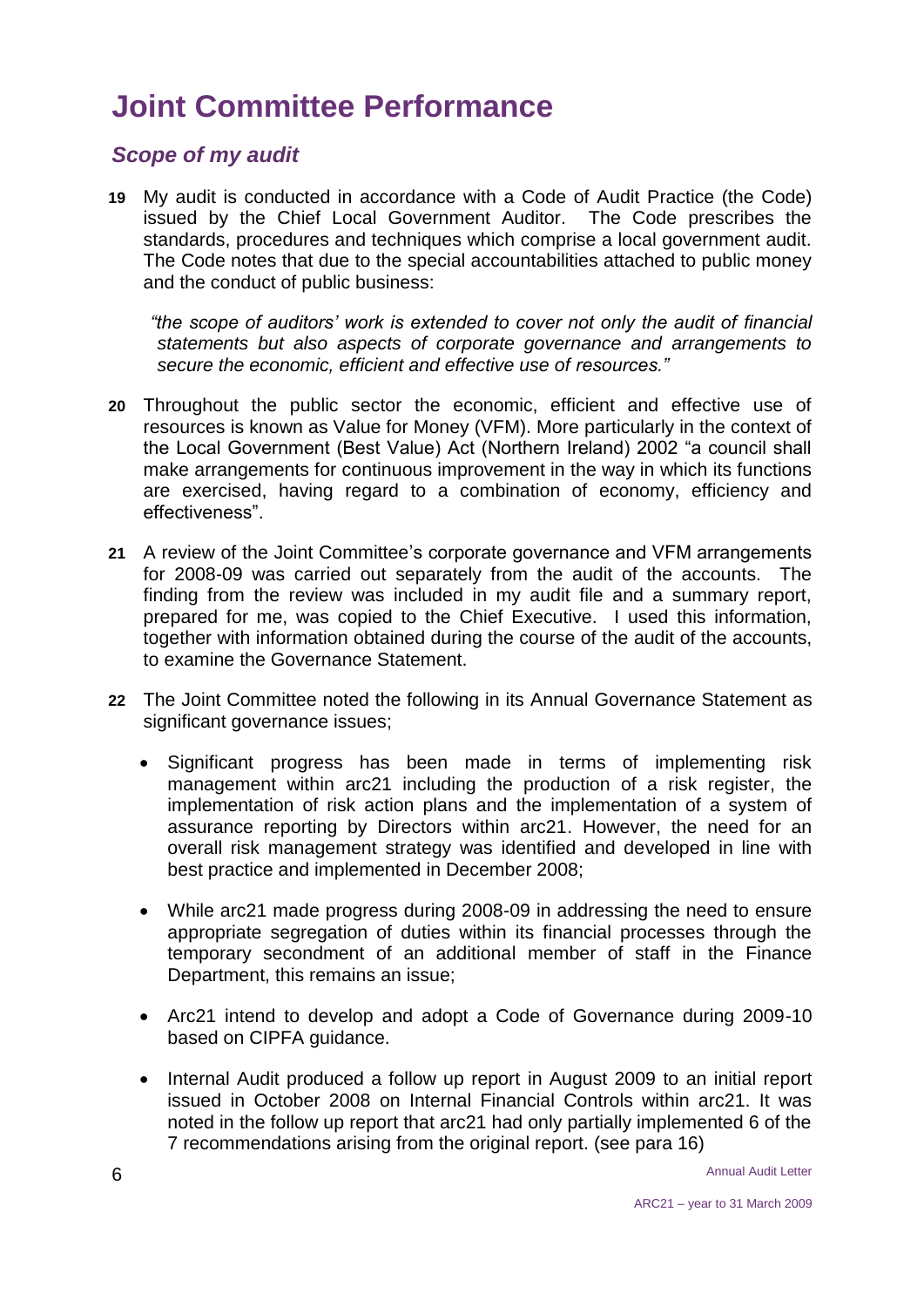# Joint Committee Performance

## *Scope of my audit*

**19** My audit is conducted in accordance with a Code of Audit Practice (the Code) issued by the Chief Local Government Auditor. The Code prescribes the standards, procedures and techniques which comprise a local government audit. The Code notes that due to the special accountabilities attached to public money and the conduct of public business:

> *"the scope of auditors' work is extended to cover not only the audit of financial statements but also aspects of corporate governance and arrangements to secure the economic, efficient and effective use of resources."*

**20** Throughout the public sector the economic, efficient and effective use of resources is known as Value for Money (VFM). More particularly in the context of the Local Government (Best Value) Act (Northern Ireland) 2002 "a council shall make arrangements for continuous improvement in the way in which its functions are exercised, having regard to a combination of economy, efficiency and effectiveness".

**21** A review of the Joint Committee's corporate governance and VFM arrangements for 2008-09 was carried out separately from the audit of the accounts. The finding from the review was included in my audit file and a summary report, prepared for me, was copied to the Chief Executive. I used this information, together with information obtained during the course of the audit of the accounts, to examine the Governance Statement.

**22** The Joint Committee noted the following in its Annual Governance Statement as significant governance issues;

- Significant progress has been made in terms of implementing risk management within arc21 including the production of a risk register, the implementation of risk action plans and the implementation of a system of assurance reporting by Directors within arc21. However, the need for an overall risk management strategy was identified and developed in line with best practice and implemented in December 2008;
- While arc21 made progress during 2008-09 in addressing the need to ensure appropriate segregation of duties within its financial processes through the temporary secondment of an additional member of staff in the Finance Department, this remains an issue;
- Arc21 intend to develop and adopt a Code of Governance during 2009-10 based on CIPFA guidance.
- Internal Audit produced a follow up report in August 2009 to an initial report issued in October 2008 on Internal Financial Controls within arc21. It was noted in the follow up report that arc21 had only partially implemented 6 of the 7 recommendations arising from the original report. (see para 16)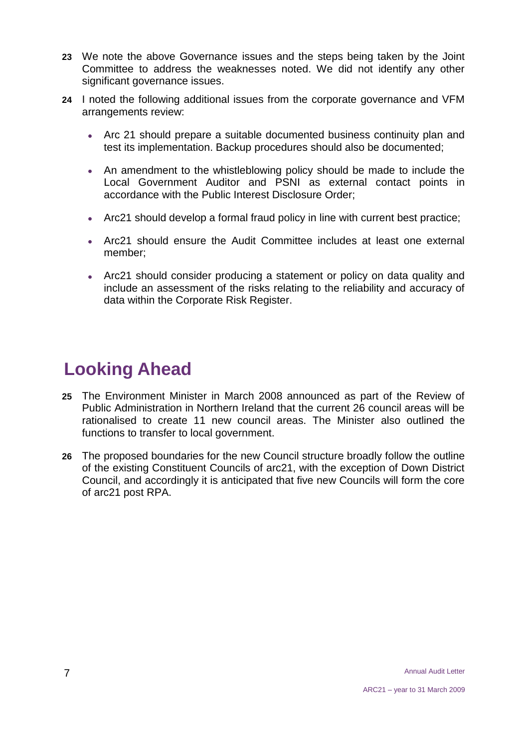**23** We note the above Governance issues and the steps being taken by the Joint Committee to address the weaknesses noted. We did not identify any other significant governance issues.

**24** I noted the following additional issues from the corporate governance and VFM arrangements review:

- Arc 21 should prepare a suitable documented business continuity plan and test its implementation. Backup procedures should also be documented;
- An amendment to the whistleblowing policy should be made to include the Local Government Auditor and PSNI as external contact points in accordance with the Public Interest Disclosure Order;
- Arc21 should develop a formal fraud policy in line with current best practice;
- Arc21 should ensure the Audit Committee includes at least one external member;
- Arc21 should consider producing a statement or policy on data quality and include an assessment of the risks relating to the reliability and accuracy of data within the Corporate Risk Register.

# Looking Ahead

**25** The Environment Minister in March 2008 announced as part of the Review of Public Administration in Northern Ireland that the current 26 council areas will be rationalised to create 11 new council areas. The Minister also outlined the functions to transfer to local government.

**26** The proposed boundaries for the new Council structure broadly follow the outline of the existing Constituent Councils of arc21, with the exception of Down District Council, and accordingly it is anticipated that five new Councils will form the core of arc21 post RPA.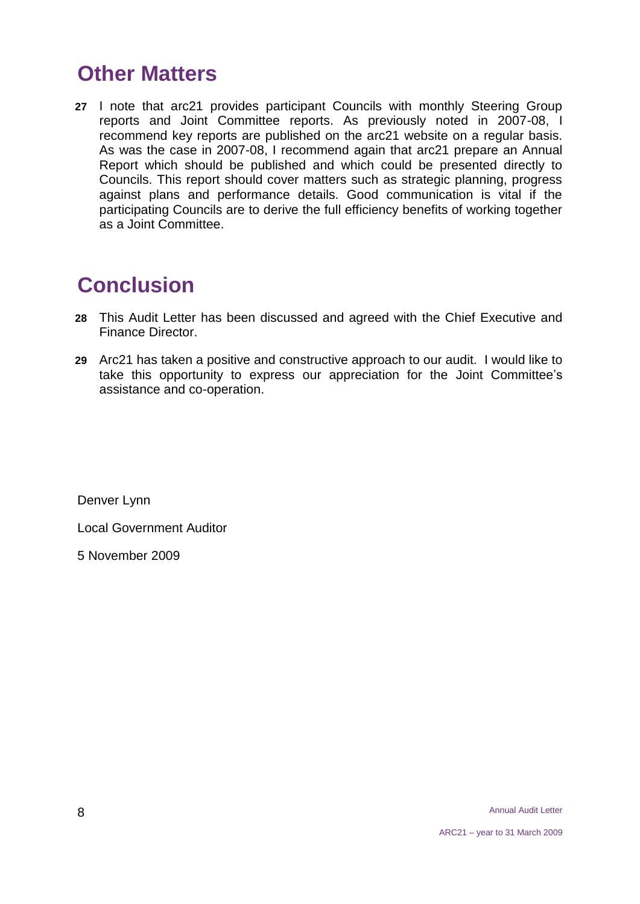## Other Matters

**27** I note that arc21 provides participant Councils with monthly Steering Group reports and Joint Committee reports. As previously noted in 2007-08, I recommend key reports are published on the arc21 website on a regular basis. As was the case in 2007-08, I recommend again that arc21 prepare an Annual Report which should be published and which could be presented directly to Councils. This report should cover matters such as strategic planning, progress against plans and performance details. Good communication is vital if the participating Councils are to derive the full efficiency benefits of working together as a Joint Committee.

## Conclusion

**28** This Audit Letter has been discussed and agreed with the Chief Executive and Finance Director.

**29** Arc21 has taken a positive and constructive approach to our audit. I would like to take this opportunity to express our appreciation for the Joint Committee's assistance and co-operation.

Denver Lynn

Local Government Auditor

5 November 2009